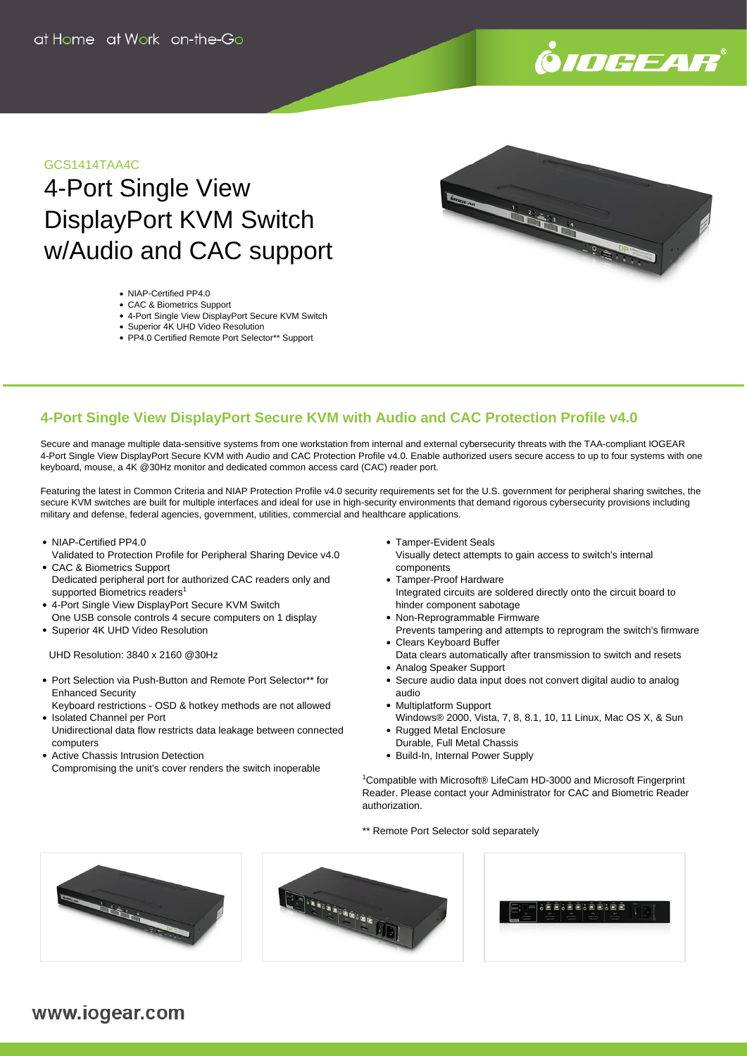at Home at Work on-the-Go

GCS1414TAA4C

# 4-Port Single View DisplayPort KVM Switch w/Audio and CAC support

- NIAP-Certified PP4.0
- CAC & Biometrics Support
- 4-Port Single View DisplayPort Secure KVM Switch
- Superior 4K UHD Video Resolution
- PP4.0 Certified Remote Port Selector** Support

## 4-Port Single View DisplayPort Secure KVM with Audio and CAC Protection Profile v4.0

Secure and manage multiple data-sensitive systems from one workstation from internal and external cybersecurity threats with the TAA-compliant IOGEAR 4-Port Single View DisplayPort Secure KVM with Audio and CAC Protection Profile v4.0. Enable authorized users secure access to up to four systems with one keyboard, mouse, a 4K @30Hz monitor and dedicated common access card (CAC) reader port.

Featuring the latest in Common Criteria and NIAP Protection Profile v4.0 security requirements set for the U.S. government for peripheral sharing switches, the secure KVM switches are built for multiple interfaces and ideal for use in high-security environments that demand rigorous cybersecurity provisions including military and defense, federal agencies, government, utilities, commercial and healthcare applications.

- NIAP-Certified PP4.0
  Validated to Protection Profile for Peripheral Sharing Device v4.0
- CAC & Biometrics Support
  Dedicated peripheral port for authorized CAC readers only and supported Biometrics readers[1]
- 4-Port Single View DisplayPort Secure KVM Switch
  One USB console controls 4 secure computers on 1 display
- Superior 4K UHD Video Resolution

  UHD Resolution: 3840 x 2160 @30Hz

- Port Selection via Push-Button and Remote Port Selector** for Enhanced Security
  Keyboard restrictions - OSD & hotkey methods are not allowed
- Isolated Channel per Port
  Unidirectional data flow restricts data leakage between connected computers
- Active Chassis Intrusion Detection
  Compromising the unit's cover renders the switch inoperable
- Tamper-Evident Seals
  Visually detect attempts to gain access to switch's internal components
- Tamper-Proof Hardware
  Integrated circuits are soldered directly onto the circuit board to hinder component sabotage
- Non-Reprogrammable Firmware
  Prevents tampering and attempts to reprogram the switch's firmware
- Clears Keyboard Buffer
  Data clears automatically after transmission to switch and resets
- Analog Speaker Support
- Secure audio data input does not convert digital audio to analog audio
- Multiplatform Support
  Windows® 2000, Vista, 7, 8, 8.1, 10, 11 Linux, Mac OS X, & Sun
- Rugged Metal Enclosure
  Durable, Full Metal Chassis
- Build-In, Internal Power Supply

[1]Compatible with Microsoft® LifeCam HD-3000 and Microsoft Fingerprint Reader. Please contact your Administrator for CAC and Biometric Reader authorization.

** Remote Port Selector sold separately

www.iogear.com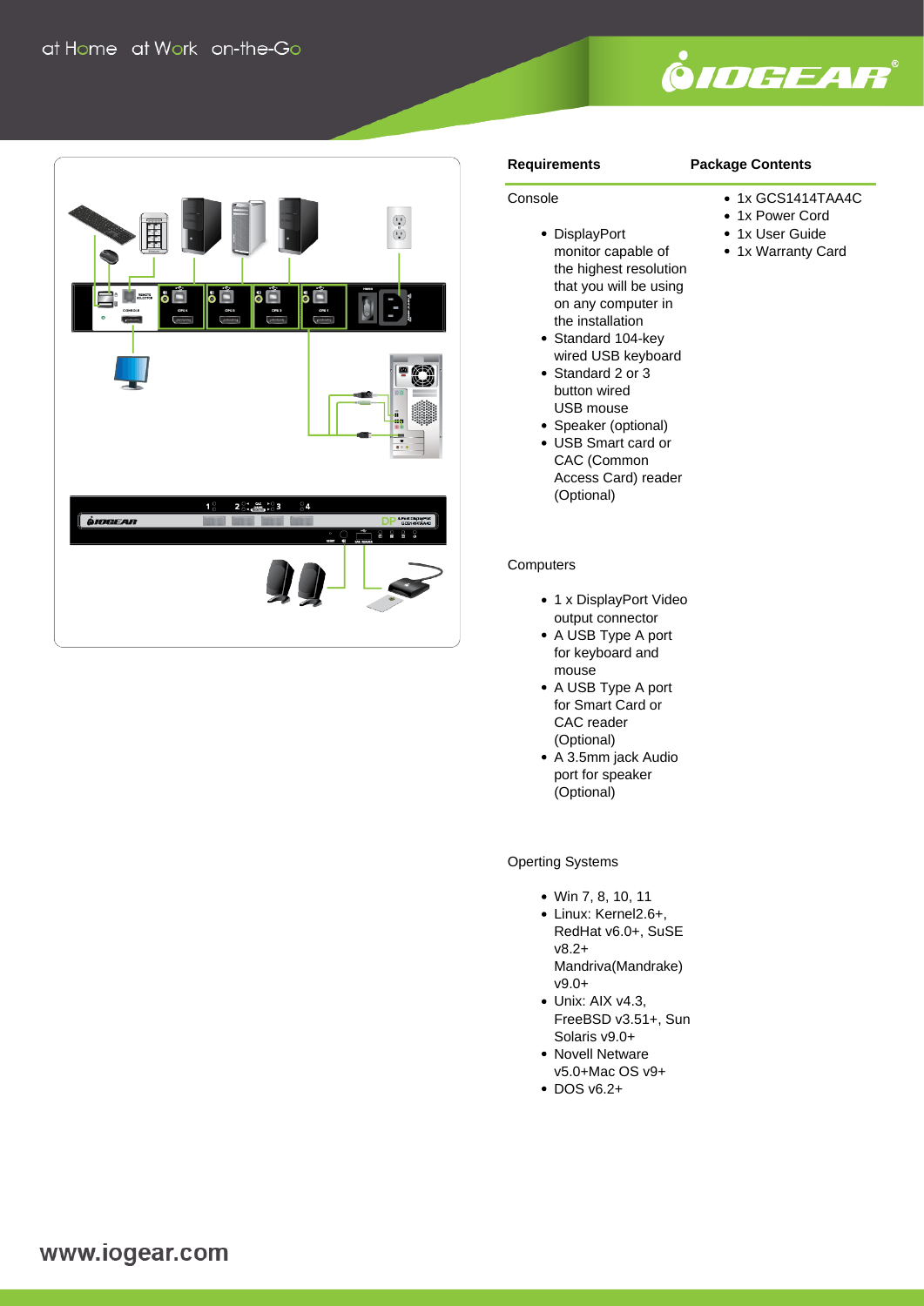## Requirements

### Console

- DisplayPort monitor capable of the highest resolution that you will be using on any computer in the installation
- Standard 104-key wired USB keyboard
- Standard 2 or 3 button wired USB mouse
- Speaker (optional)
- USB Smart card or CAC (Common Access Card) reader (Optional)

### Computers

- 1 x DisplayPort Video output connector
- A USB Type A port for keyboard and mouse
- A USB Type A port for Smart Card or CAC reader (Optional)
- A 3.5mm jack Audio port for speaker (Optional)

### Operting Systems

- Win 7, 8, 10, 11
- Linux: Kernel2.6+, RedHat v6.0+, SuSE v8.2+ Mandriva(Mandrake) v9.0+
- Unix: AIX v4.3, FreeBSD v3.51+, Sun Solaris v9.0+
- Novell Netware v5.0+Mac OS v9+
- DOS v6.2+

## Package Contents

- 1x GCS1414TAA4C
- 1x Power Cord
- 1x User Guide
- 1x Warranty Card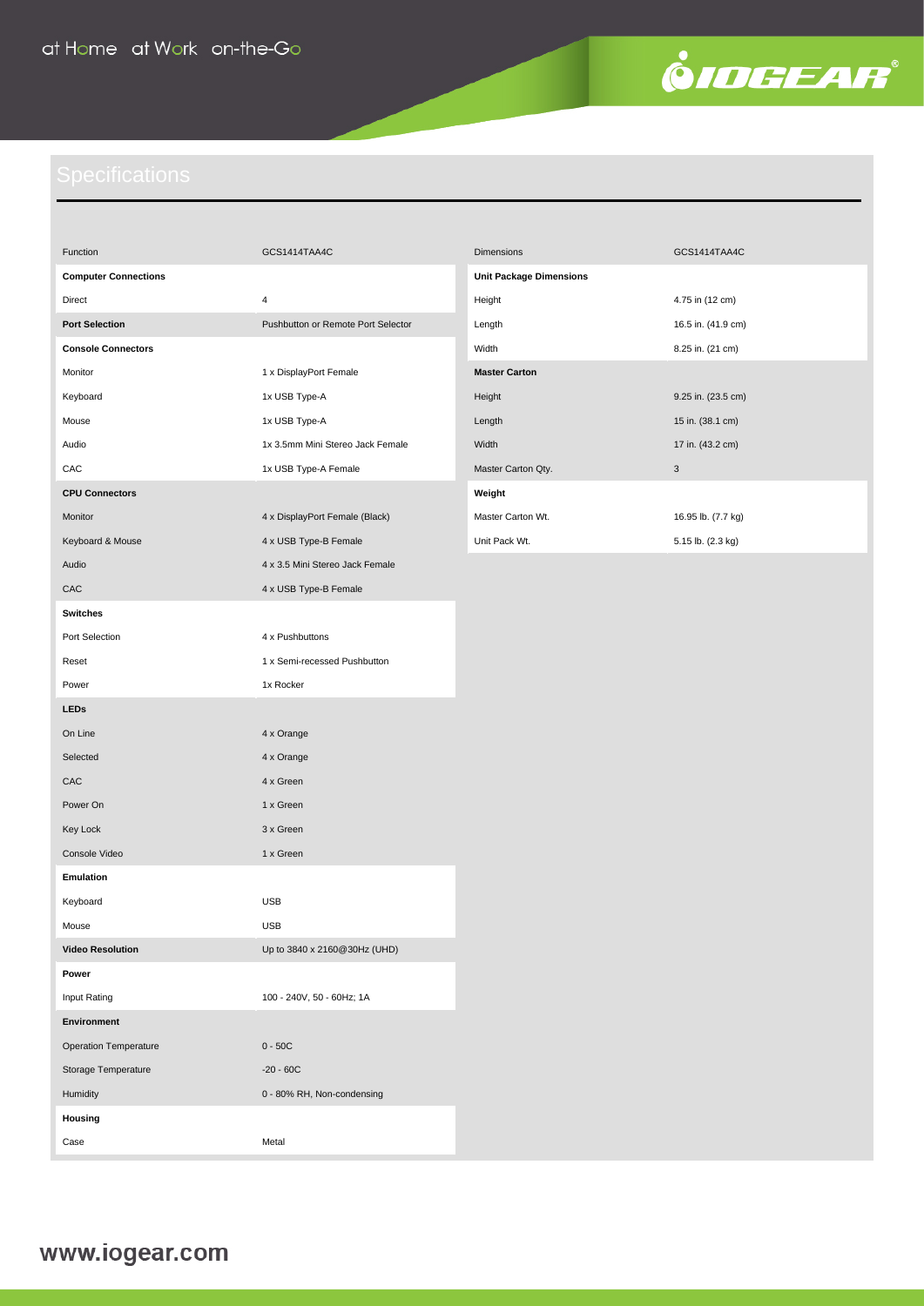## Specifications

| Function | GCS1414TAA4C |
|---|---|
| **Computer Connections** | |
| Direct | 4 |
| **Port Selection** | Pushbutton or Remote Port Selector |
| **Console Connectors** | |
| Monitor | 1 x DisplayPort Female |
| Keyboard | 1x USB Type-A |
| Mouse | 1x USB Type-A |
| Audio | 1x 3.5mm Mini Stereo Jack Female |
| CAC | 1x USB Type-A Female |
| **CPU Connectors** | |
| Monitor | 4 x DisplayPort Female (Black) |
| Keyboard & Mouse | 4 x USB Type-B Female |
| Audio | 4 x 3.5 Mini Stereo Jack Female |
| CAC | 4 x USB Type-B Female |
| **Switches** | |
| Port Selection | 4 x Pushbuttons |
| Reset | 1 x Semi-recessed Pushbutton |
| Power | 1x Rocker |
| **LEDs** | |
| On Line | 4 x Orange |
| Selected | 4 x Orange |
| CAC | 4 x Green |
| Power On | 1 x Green |
| Key Lock | 3 x Green |
| Console Video | 1 x Green |
| **Emulation** | |
| Keyboard | USB |
| Mouse | USB |
| **Video Resolution** | Up to 3840 x 2160@30Hz (UHD) |
| **Power** | |
| Input Rating | 100 - 240V, 50 - 60Hz; 1A |
| **Environment** | |
| Operation Temperature | 0 - 50C |
| Storage Temperature | -20 - 60C |
| Humidity | 0 - 80% RH, Non-condensing |
| **Housing** | |
| Case | Metal |

| Dimensions | GCS1414TAA4C |
|---|---|
| **Unit Package Dimensions** | |
| Height | 4.75 in (12 cm) |
| Length | 16.5 in. (41.9 cm) |
| Width | 8.25 in. (21 cm) |
| **Master Carton** | |
| Height | 9.25 in. (23.5 cm) |
| Length | 15 in. (38.1 cm) |
| Width | 17 in. (43.2 cm) |
| Master Carton Qty. | 3 |
| **Weight** | |
| Master Carton Wt. | 16.95 lb. (7.7 kg) |
| Unit Pack Wt. | 5.15 lb. (2.3 kg) |

www.iogear.com